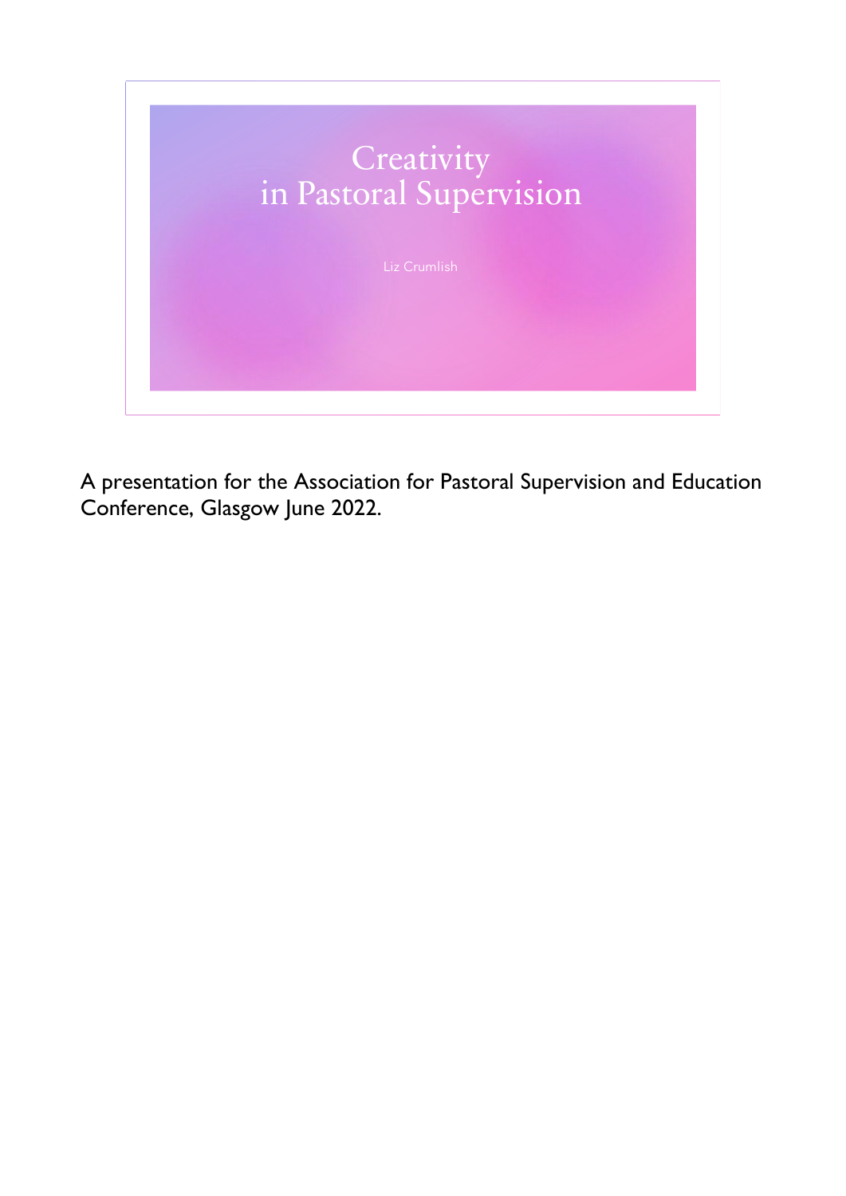# Creativity in Pastoral Supervision

Liz Crumlish

A presentation for the Association for Pastoral Supervision and Education Conference, Glasgow June 2022.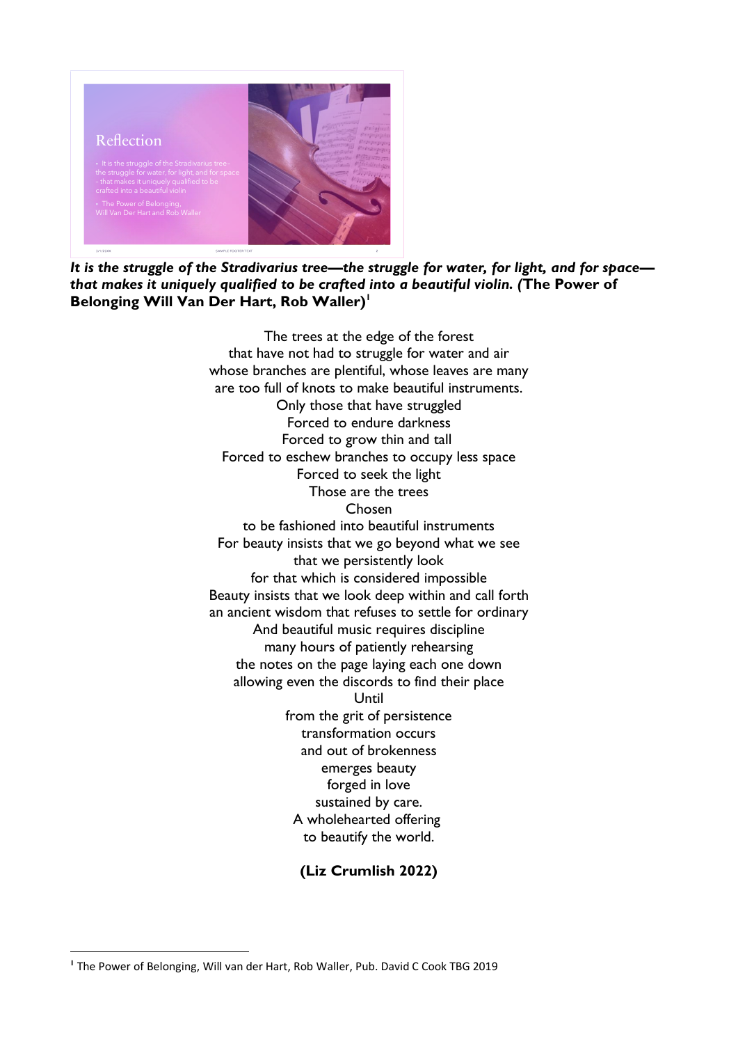***It is the struggle of the Stradivarius tree—the struggle for water, for light, and for space—that makes it uniquely qualified to be crafted into a beautiful violin. (*The Power of Belonging Will Van Der Hart, Rob Waller)**[1]

The trees at the edge of the forest
that have not had to struggle for water and air
whose branches are plentiful, whose leaves are many
are too full of knots to make beautiful instruments.
Only those that have struggled
Forced to endure darkness
Forced to grow thin and tall
Forced to eschew branches to occupy less space
Forced to seek the light
Those are the trees
Chosen
to be fashioned into beautiful instruments
For beauty insists that we go beyond what we see
that we persistently look
for that which is considered impossible
Beauty insists that we look deep within and call forth
an ancient wisdom that refuses to settle for ordinary
And beautiful music requires discipline
many hours of patiently rehearsing
the notes on the page laying each one down
allowing even the discords to find their place
Until
from the grit of persistence
transformation occurs
and out of brokenness
emerges beauty
forged in love
sustained by care.
A wholehearted offering
to beautify the world.

**(Liz Crumlish 2022)**

[1] The Power of Belonging, Will van der Hart, Rob Waller, Pub. David C Cook TBG 2019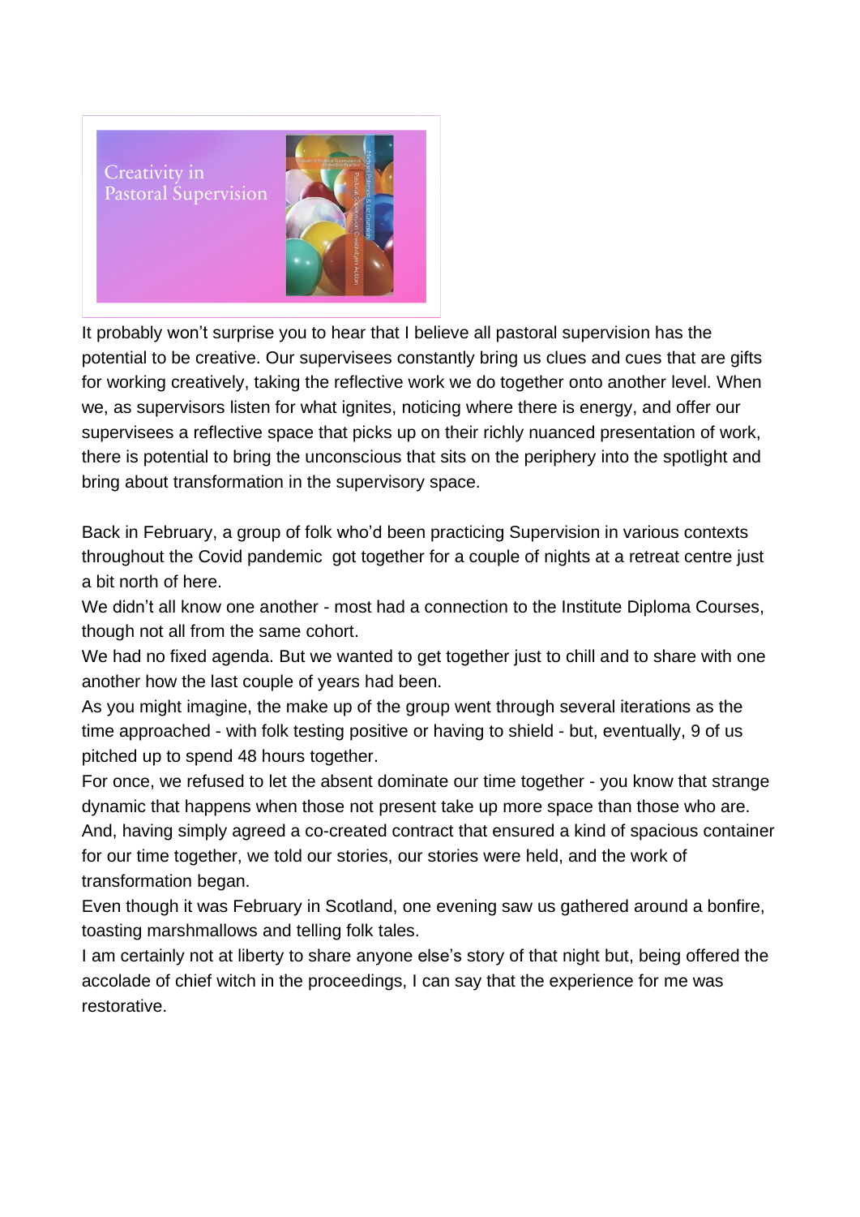Creativity in Pastoral Supervision

It probably won't surprise you to hear that I believe all pastoral supervision has the potential to be creative. Our supervisees constantly bring us clues and cues that are gifts for working creatively, taking the reflective work we do together onto another level. When we, as supervisors listen for what ignites, noticing where there is energy, and offer our supervisees a reflective space that picks up on their richly nuanced presentation of work, there is potential to bring the unconscious that sits on the periphery into the spotlight and bring about transformation in the supervisory space.

Back in February, a group of folk who'd been practicing Supervision in various contexts throughout the Covid pandemic got together for a couple of nights at a retreat centre just a bit north of here.

We didn't all know one another - most had a connection to the Institute Diploma Courses, though not all from the same cohort.

We had no fixed agenda. But we wanted to get together just to chill and to share with one another how the last couple of years had been.

As you might imagine, the make up of the group went through several iterations as the time approached - with folk testing positive or having to shield - but, eventually, 9 of us pitched up to spend 48 hours together.

For once, we refused to let the absent dominate our time together - you know that strange dynamic that happens when those not present take up more space than those who are.

And, having simply agreed a co-created contract that ensured a kind of spacious container for our time together, we told our stories, our stories were held, and the work of transformation began.

Even though it was February in Scotland, one evening saw us gathered around a bonfire, toasting marshmallows and telling folk tales.

I am certainly not at liberty to share anyone else's story of that night but, being offered the accolade of chief witch in the proceedings, I can say that the experience for me was restorative.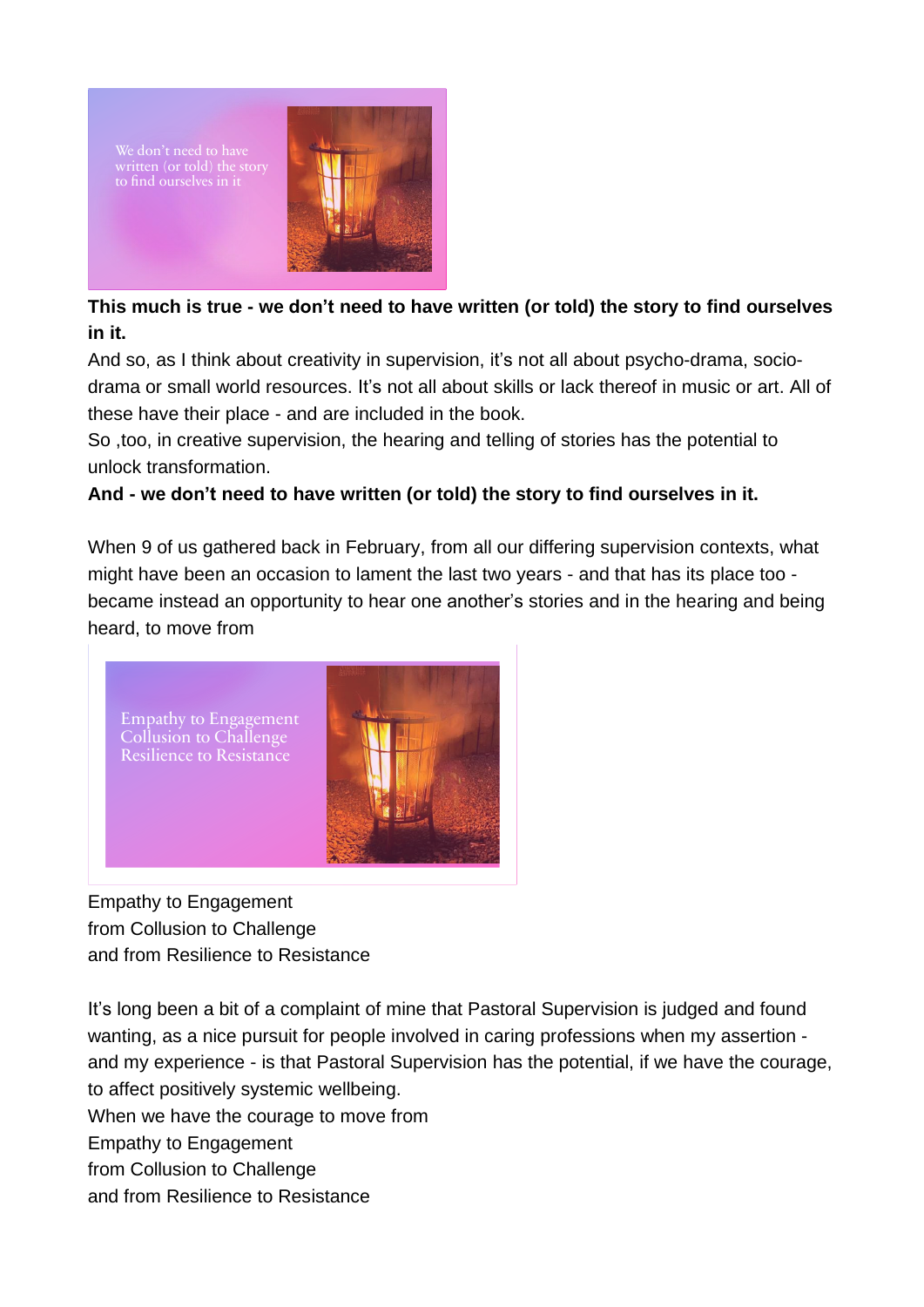**This much is true - we don't need to have written (or told) the story to find ourselves in it.**

And so, as I think about creativity in supervision, it's not all about psycho-drama, socio-drama or small world resources. It's not all about skills or lack thereof in music or art. All of these have their place - and are included in the book.

So ,too, in creative supervision, the hearing and telling of stories has the potential to unlock transformation.

**And - we don't need to have written (or told) the story to find ourselves in it.**

When 9 of us gathered back in February, from all our differing supervision contexts, what might have been an occasion to lament the last two years - and that has its place too - became instead an opportunity to hear one another's stories and in the hearing and being heard, to move from

Empathy to Engagement
from Collusion to Challenge
and from Resilience to Resistance

It's long been a bit of a complaint of mine that Pastoral Supervision is judged and found wanting, as a nice pursuit for people involved in caring professions when my assertion - and my experience - is that Pastoral Supervision has the potential, if we have the courage, to affect positively systemic wellbeing.

When we have the courage to move from
Empathy to Engagement
from Collusion to Challenge
and from Resilience to Resistance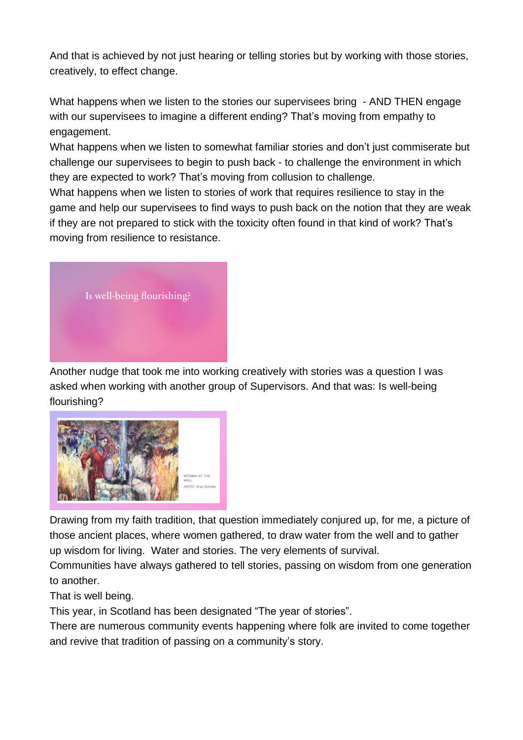And that is achieved by not just hearing or telling stories but by working with those stories, creatively, to effect change.

What happens when we listen to the stories our supervisees bring - AND THEN engage with our supervisees to imagine a different ending? That's moving from empathy to engagement.

What happens when we listen to somewhat familiar stories and don't just commiserate but challenge our supervisees to begin to push back - to challenge the environment in which they are expected to work? That's moving from collusion to challenge.

What happens when we listen to stories of work that requires resilience to stay in the game and help our supervisees to find ways to push back on the notion that they are weak if they are not prepared to stick with the toxicity often found in that kind of work? That's moving from resilience to resistance.

Is well-being flourishing?

Another nudge that took me into working creatively with stories was a question I was asked when working with another group of Supervisors. And that was: Is well-being flourishing?

WOMAN AT THE WELL
ARTIST: Bryn Gillette

Drawing from my faith tradition, that question immediately conjured up, for me, a picture of those ancient places, where women gathered, to draw water from the well and to gather up wisdom for living. Water and stories. The very elements of survival.

Communities have always gathered to tell stories, passing on wisdom from one generation to another.

That is well being.

This year, in Scotland has been designated "The year of stories".

There are numerous community events happening where folk are invited to come together and revive that tradition of passing on a community's story.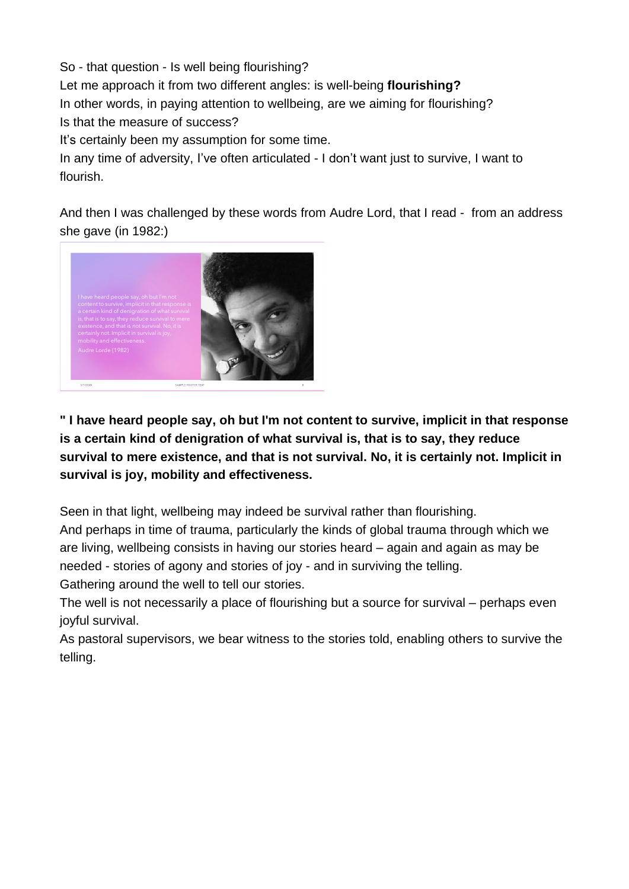So - that question - Is well being flourishing?

Let me approach it from two different angles: is well-being **flourishing?**

In other words, in paying attention to wellbeing, are we aiming for flourishing?

Is that the measure of success?

It's certainly been my assumption for some time.

In any time of adversity, I've often articulated - I don't want just to survive, I want to flourish.

And then I was challenged by these words from Audre Lord, that I read - from an address she gave (in 1982:)

**" I have heard people say, oh but I'm not content to survive, implicit in that response is a certain kind of denigration of what survival is, that is to say, they reduce survival to mere existence, and that is not survival. No, it is certainly not. Implicit in survival is joy, mobility and effectiveness.**

Seen in that light, wellbeing may indeed be survival rather than flourishing.

And perhaps in time of trauma, particularly the kinds of global trauma through which we are living, wellbeing consists in having our stories heard – again and again as may be needed - stories of agony and stories of joy - and in surviving the telling.

Gathering around the well to tell our stories.

The well is not necessarily a place of flourishing but a source for survival – perhaps even joyful survival.

As pastoral supervisors, we bear witness to the stories told, enabling others to survive the telling.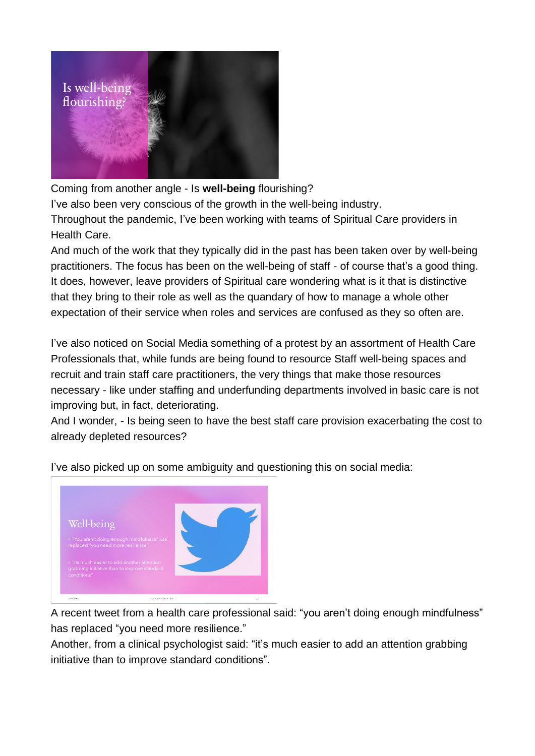Coming from another angle - Is **well-being** flourishing?

I've also been very conscious of the growth in the well-being industry.

Throughout the pandemic, I've been working with teams of Spiritual Care providers in Health Care.

And much of the work that they typically did in the past has been taken over by well-being practitioners. The focus has been on the well-being of staff - of course that's a good thing. It does, however, leave providers of Spiritual care wondering what is it that is distinctive that they bring to their role as well as the quandary of how to manage a whole other expectation of their service when roles and services are confused as they so often are.

I've also noticed on Social Media something of a protest by an assortment of Health Care Professionals that, while funds are being found to resource Staff well-being spaces and recruit and train staff care practitioners, the very things that make those resources necessary - like under staffing and underfunding departments involved in basic care is not improving but, in fact, deteriorating.

And I wonder, - Is being seen to have the best staff care provision exacerbating the cost to already depleted resources?

I've also picked up on some ambiguity and questioning this on social media:

A recent tweet from a health care professional said: "you aren't doing enough mindfulness" has replaced "you need more resilience."

Another, from a clinical psychologist said: "it's much easier to add an attention grabbing initiative than to improve standard conditions".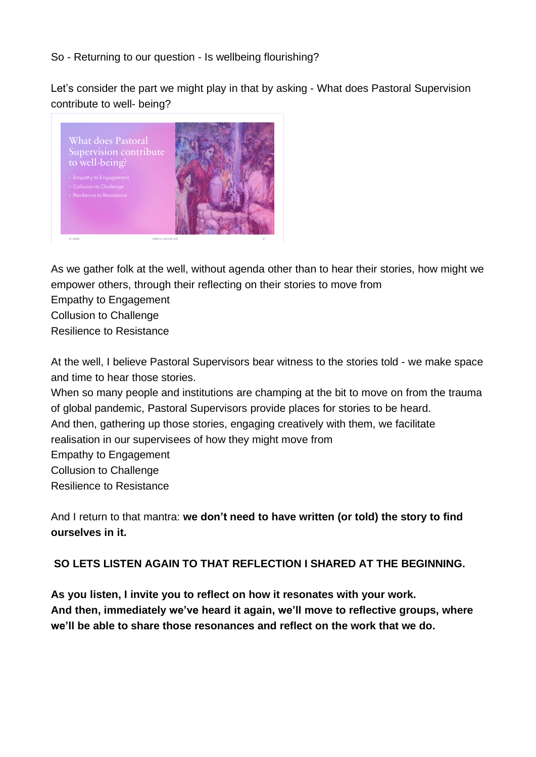So - Returning to our question - Is wellbeing flourishing?

Let's consider the part we might play in that by asking - What does Pastoral Supervision contribute to well- being?

As we gather folk at the well, without agenda other than to hear their stories, how might we empower others, through their reflecting on their stories to move from
Empathy to Engagement
Collusion to Challenge
Resilience to Resistance

At the well, I believe Pastoral Supervisors bear witness to the stories told - we make space and time to hear those stories.
When so many people and institutions are champing at the bit to move on from the trauma of global pandemic, Pastoral Supervisors provide places for stories to be heard.
And then, gathering up those stories, engaging creatively with them, we facilitate realisation in our supervisees of how they might move from
Empathy to Engagement
Collusion to Challenge
Resilience to Resistance

And I return to that mantra: **we don't need to have written (or told) the story to find ourselves in it.**

**SO LETS LISTEN AGAIN TO THAT REFLECTION I SHARED AT THE BEGINNING.**

**As you listen, I invite you to reflect on how it resonates with your work.**
**And then, immediately we've heard it again, we'll move to reflective groups, where we'll be able to share those resonances and reflect on the work that we do.**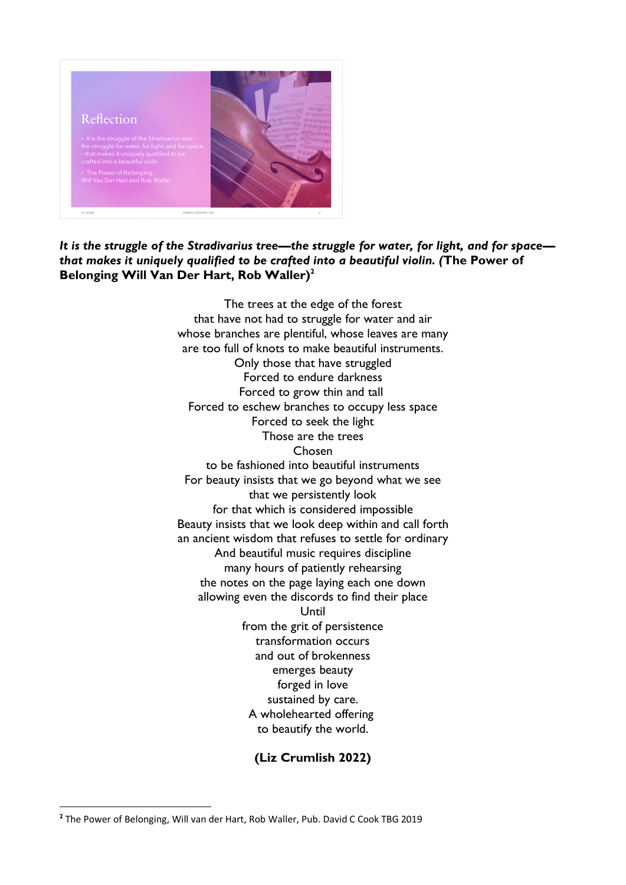***It is the struggle of the Stradivarius tree—the struggle for water, for light, and for space—that makes it uniquely qualified to be crafted into a beautiful violin. (*The Power of Belonging Will Van Der Hart, Rob Waller)**[2]

The trees at the edge of the forest  
that have not had to struggle for water and air  
whose branches are plentiful, whose leaves are many  
are too full of knots to make beautiful instruments.  
Only those that have struggled  
Forced to endure darkness  
Forced to grow thin and tall  
Forced to eschew branches to occupy less space  
Forced to seek the light  
Those are the trees  
Chosen  
to be fashioned into beautiful instruments  
For beauty insists that we go beyond what we see  
that we persistently look  
for that which is considered impossible  
Beauty insists that we look deep within and call forth  
an ancient wisdom that refuses to settle for ordinary  
And beautiful music requires discipline  
many hours of patiently rehearsing  
the notes on the page laying each one down  
allowing even the discords to find their place  
Until  
from the grit of persistence  
transformation occurs  
and out of brokenness  
emerges beauty  
forged in love  
sustained by care.  
A wholehearted offering  
to beautify the world.

**(Liz Crumlish 2022)**

---

[2] The Power of Belonging, Will van der Hart, Rob Waller, Pub. David C Cook TBG 2019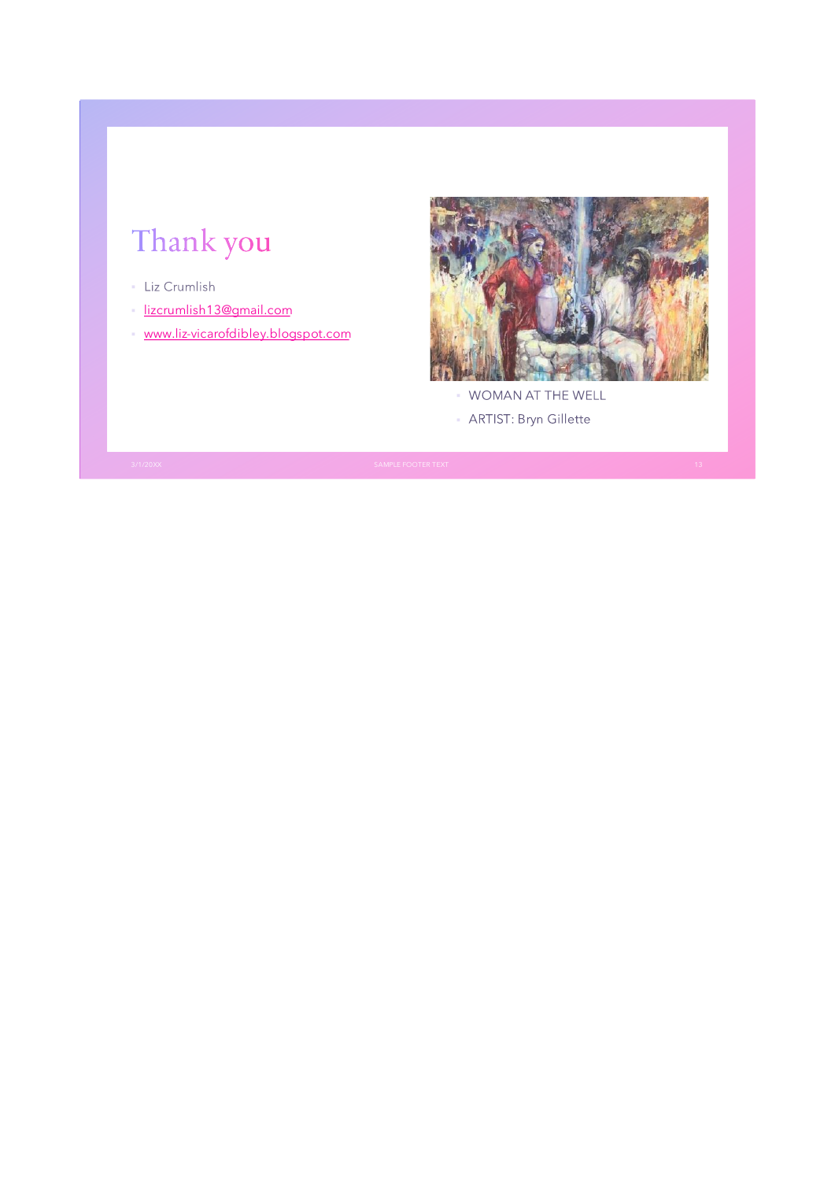# Thank you

- Liz Crumlish
- lizcrumlish13@gmail.com
- www.liz-vicarofdibley.blogspot.com

- WOMAN AT THE WELL
- ARTIST: Bryn Gillette